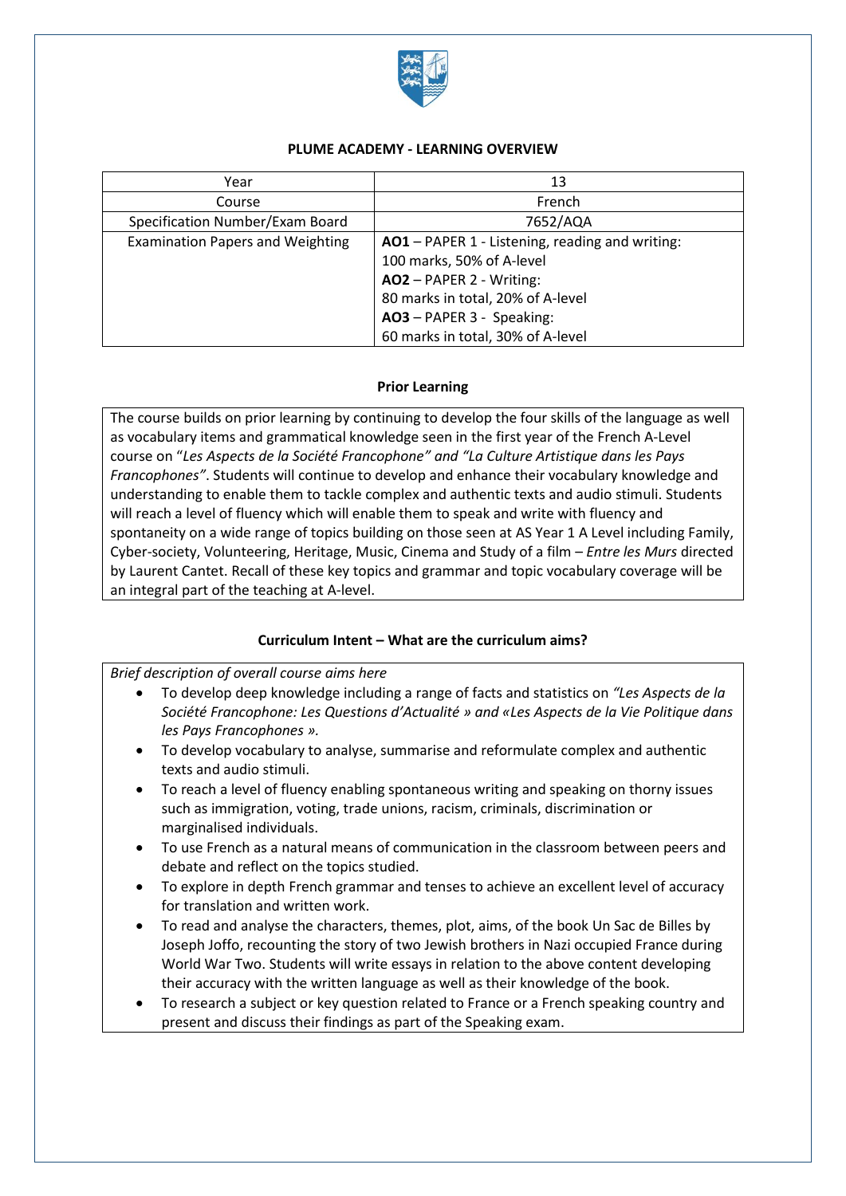# PLUME ACADEMY - LEARNING OVERVIEW

| Year | 13 |
|---|---|
| Course | French |
| Specification Number/Exam Board | 7652/AQA |
| Examination Papers and Weighting | **AO1** – PAPER 1 - Listening, reading and writing: 100 marks, 50% of A-level<br>**AO2** – PAPER 2 - Writing: 80 marks in total, 20% of A-level<br>**AO3** – PAPER 3 - Speaking: 60 marks in total, 30% of A-level |

## Prior Learning

The course builds on prior learning by continuing to develop the four skills of the language as well as vocabulary items and grammatical knowledge seen in the first year of the French A-Level course on "*Les Aspects de la Société Francophone" and "La Culture Artistique dans les Pays Francophones"*. Students will continue to develop and enhance their vocabulary knowledge and understanding to enable them to tackle complex and authentic texts and audio stimuli. Students will reach a level of fluency which will enable them to speak and write with fluency and spontaneity on a wide range of topics building on those seen at AS Year 1 A Level including Family, Cyber-society, Volunteering, Heritage, Music, Cinema and Study of a film – *Entre les Murs* directed by Laurent Cantet. Recall of these key topics and grammar and topic vocabulary coverage will be an integral part of the teaching at A-level.

## Curriculum Intent – What are the curriculum aims?

*Brief description of overall course aims here*

- To develop deep knowledge including a range of facts and statistics on *"Les Aspects de la Société Francophone: Les Questions d'Actualité » and «Les Aspects de la Vie Politique dans les Pays Francophones ».*
- To develop vocabulary to analyse, summarise and reformulate complex and authentic texts and audio stimuli.
- To reach a level of fluency enabling spontaneous writing and speaking on thorny issues such as immigration, voting, trade unions, racism, criminals, discrimination or marginalised individuals.
- To use French as a natural means of communication in the classroom between peers and debate and reflect on the topics studied.
- To explore in depth French grammar and tenses to achieve an excellent level of accuracy for translation and written work.
- To read and analyse the characters, themes, plot, aims, of the book Un Sac de Billes by Joseph Joffo, recounting the story of two Jewish brothers in Nazi occupied France during World War Two. Students will write essays in relation to the above content developing their accuracy with the written language as well as their knowledge of the book.
- To research a subject or key question related to France or a French speaking country and present and discuss their findings as part of the Speaking exam.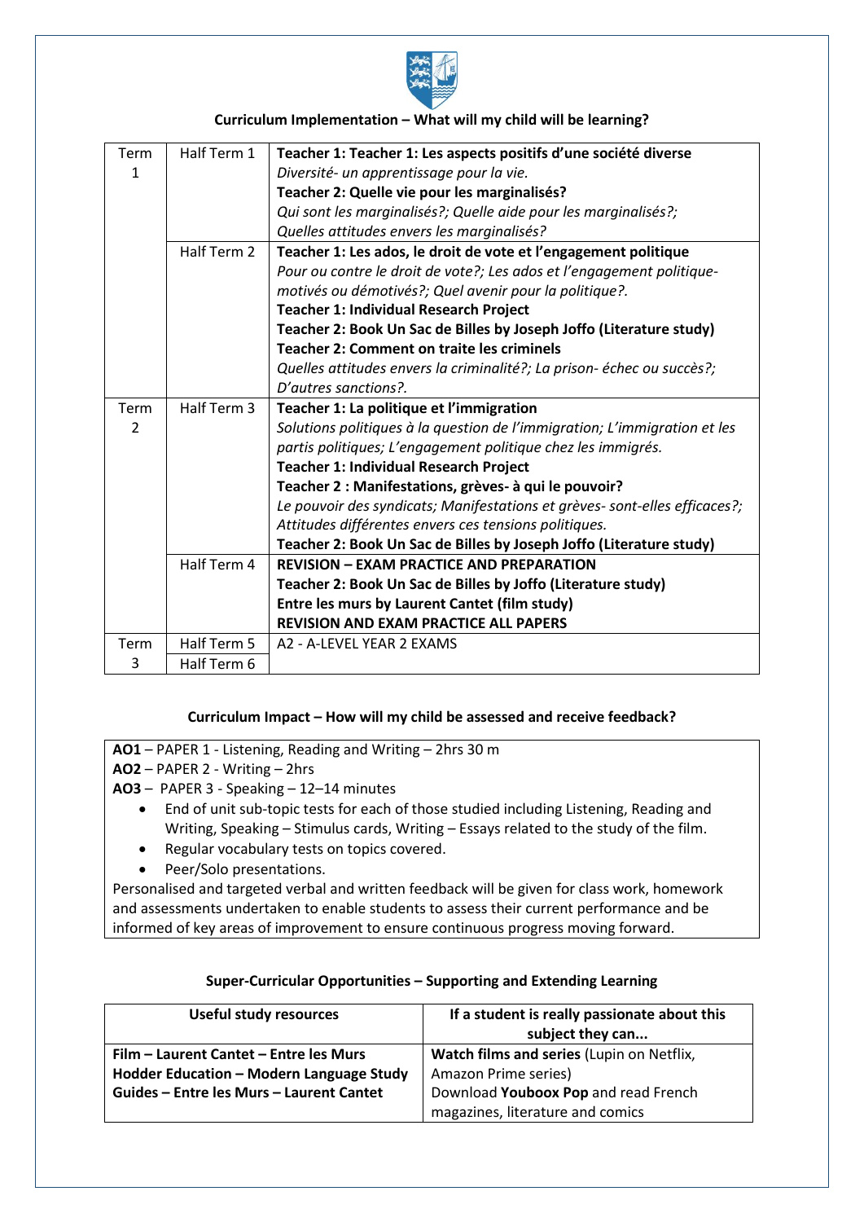**Curriculum Implementation – What will my child will be learning?**

| Term | Half Term | Content |
|---|---|---|
| Term 1 | Half Term 1 | **Teacher 1: Teacher 1: Les aspects positifs d'une société diverse**<br>*Diversité- un apprentissage pour la vie.*<br>**Teacher 2: Quelle vie pour les marginalisés?**<br>*Qui sont les marginalisés?; Quelle aide pour les marginalisés?; Quelles attitudes envers les marginalisés?* |
| | Half Term 2 | **Teacher 1: Les ados, le droit de vote et l'engagement politique**<br>*Pour ou contre le droit de vote?; Les ados et l'engagement politique- motivés ou démotivés?; Quel avenir pour la politique?.*<br>**Teacher 1: Individual Research Project**<br>**Teacher 2: Book Un Sac de Billes by Joseph Joffo (Literature study)**<br>**Teacher 2: Comment on traite les criminels**<br>*Quelles attitudes envers la criminalité?; La prison- échec ou succès?; D'autres sanctions?.* |
| Term 2 | Half Term 3 | **Teacher 1: La politique et l'immigration**<br>*Solutions politiques à la question de l'immigration; L'immigration et les partis politiques; L'engagement politique chez les immigrés.*<br>**Teacher 1: Individual Research Project**<br>**Teacher 2 : Manifestations, grèves- à qui le pouvoir?**<br>*Le pouvoir des syndicats; Manifestations et grèves- sont-elles efficaces?; Attitudes différentes envers ces tensions politiques.*<br>**Teacher 2: Book Un Sac de Billes by Joseph Joffo (Literature study)** |
| | Half Term 4 | **REVISION – EXAM PRACTICE AND PREPARATION**<br>**Teacher 2: Book Un Sac de Billes by Joffo (Literature study)**<br>**Entre les murs by Laurent Cantet (film study)**<br>**REVISION AND EXAM PRACTICE ALL PAPERS** |
| Term 3 | Half Term 5 | A2 - A-LEVEL YEAR 2 EXAMS |
| | Half Term 6 | |

**Curriculum Impact – How will my child be assessed and receive feedback?**

**AO1** – PAPER 1 - Listening, Reading and Writing – 2hrs 30 m
**AO2** – PAPER 2 - Writing – 2hrs
**AO3** – PAPER 3 - Speaking – 12–14 minutes

- End of unit sub-topic tests for each of those studied including Listening, Reading and Writing, Speaking – Stimulus cards, Writing – Essays related to the study of the film.
- Regular vocabulary tests on topics covered.
- Peer/Solo presentations.

Personalised and targeted verbal and written feedback will be given for class work, homework and assessments undertaken to enable students to assess their current performance and be informed of key areas of improvement to ensure continuous progress moving forward.

**Super-Curricular Opportunities – Supporting and Extending Learning**

| Useful study resources | If a student is really passionate about this subject they can... |
|---|---|
| **Film – Laurent Cantet – Entre les Murs**<br>**Hodder Education – Modern Language Study Guides – Entre les Murs – Laurent Cantet** | **Watch films and series** (Lupin on Netflix, Amazon Prime series)<br>Download **Youboox Pop** and read French magazines, literature and comics |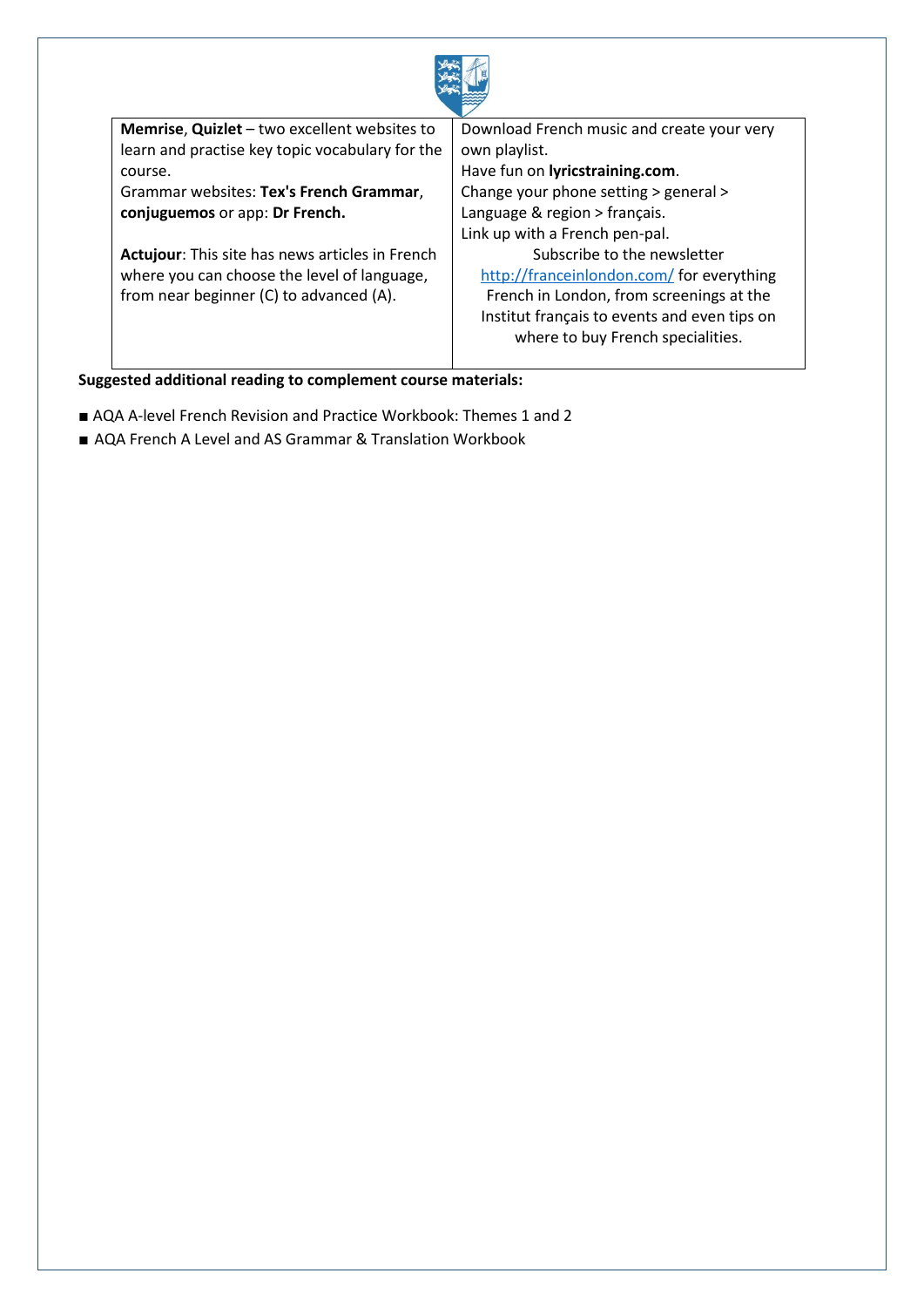| | |
|---|---|
| **Memrise**, **Quizlet** – two excellent websites to learn and practise key topic vocabulary for the course.<br>Grammar websites: **Tex's French Grammar**, **conjuguemos** or app: **Dr French.**<br><br>**Actujour**: This site has news articles in French where you can choose the level of language, from near beginner (C) to advanced (A). | Download French music and create your very own playlist.<br>Have fun on **lyricstraining.com**.<br>Change your phone setting > general > Language & region > français.<br>Link up with a French pen-pal.<br>Subscribe to the newsletter http://franceinlondon.com/ for everything French in London, from screenings at the Institut français to events and even tips on where to buy French specialities. |

**Suggested additional reading to complement course materials:**

- AQA A-level French Revision and Practice Workbook: Themes 1 and 2
- AQA French A Level and AS Grammar & Translation Workbook